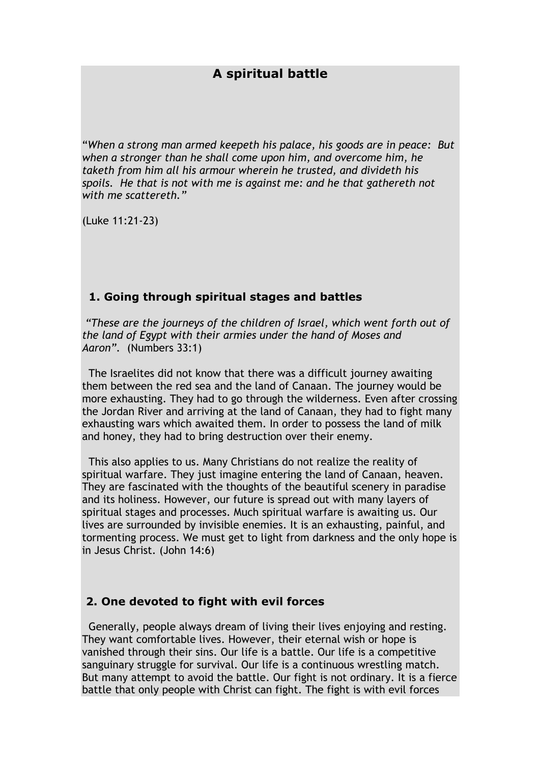# A spiritual battle

"*When a strong man armed keepeth his palace, his goods are in peace: But when a stronger than he shall come upon him, and overcome him, he taketh from him all his armour wherein he trusted, and divideth his spoils. He that is not with me is against me: and he that gathereth not with me scattereth.*"

(Luke 11:21-23)

## 1. Going through spiritual stages and battles

"*These are the journeys of the children of Israel, which went forth out of the land of Egypt with their armies under the hand of Moses and Aaron*". (Numbers 33:1)

The Israelites did not know that there was a difficult journey awaiting them between the red sea and the land of Canaan. The journey would be more exhausting. They had to go through the wilderness. Even after crossing the Jordan River and arriving at the land of Canaan, they had to fight many exhausting wars which awaited them. In order to possess the land of milk and honey, they had to bring destruction over their enemy.

This also applies to us. Many Christians do not realize the reality of spiritual warfare. They just imagine entering the land of Canaan, heaven. They are fascinated with the thoughts of the beautiful scenery in paradise and its holiness. However, our future is spread out with many layers of spiritual stages and processes. Much spiritual warfare is awaiting us. Our lives are surrounded by invisible enemies. It is an exhausting, painful, and tormenting process. We must get to light from darkness and the only hope is in Jesus Christ. (John 14:6)

## 2. One devoted to fight with evil forces

Generally, people always dream of living their lives enjoying and resting. They want comfortable lives. However, their eternal wish or hope is vanished through their sins. Our life is a battle. Our life is a competitive sanguinary struggle for survival. Our life is a continuous wrestling match. But many attempt to avoid the battle. Our fight is not ordinary. It is a fierce battle that only people with Christ can fight. The fight is with evil forces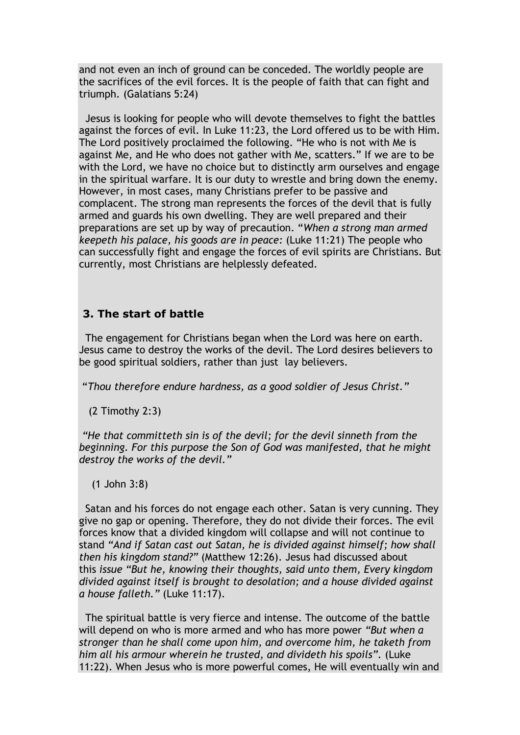and not even an inch of ground can be conceded. The worldly people are the sacrifices of the evil forces. It is the people of faith that can fight and triumph. (Galatians 5:24)

Jesus is looking for people who will devote themselves to fight the battles against the forces of evil. In Luke 11:23, the Lord offered us to be with Him. The Lord positively proclaimed the following. "He who is not with Me is against Me, and He who does not gather with Me, scatters." If we are to be with the Lord, we have no choice but to distinctly arm ourselves and engage in the spiritual warfare. It is our duty to wrestle and bring down the enemy. However, in most cases, many Christians prefer to be passive and complacent. The strong man represents the forces of the devil that is fully armed and guards his own dwelling. They are well prepared and their preparations are set up by way of precaution. "*When a strong man armed keepeth his palace, his goods are in peace:* (Luke 11:21) The people who can successfully fight and engage the forces of evil spirits are Christians. But currently, most Christians are helplessly defeated.

### 3. The start of battle

The engagement for Christians began when the Lord was here on earth. Jesus came to destroy the works of the devil. The Lord desires believers to be good spiritual soldiers, rather than just lay believers.

"*Thou therefore endure hardness, as a good soldier of Jesus Christ.*"

(2 Timothy 2:3)

*"He that committeth sin is of the devil; for the devil sinneth from the beginning. For this purpose the Son of God was manifested, that he might destroy the works of the devil."*

(1 John 3:8)

Satan and his forces do not engage each other. Satan is very cunning. They give no gap or opening. Therefore, they do not divide their forces. The evil forces know that a divided kingdom will collapse and will not continue to stand *"And if Satan cast out Satan, he is divided against himself; how shall then his kingdom stand?"* (Matthew 12:26). Jesus had discussed about this *issue "But he, knowing their thoughts, said unto them, Every kingdom divided against itself is brought to desolation; and a house divided against a house falleth."* (Luke 11:17).

The spiritual battle is very fierce and intense. The outcome of the battle will depend on who is more armed and who has more power *"But when a stronger than he shall come upon him, and overcome him, he taketh from him all his armour wherein he trusted, and divideth his spoils".* (Luke 11:22). When Jesus who is more powerful comes, He will eventually win and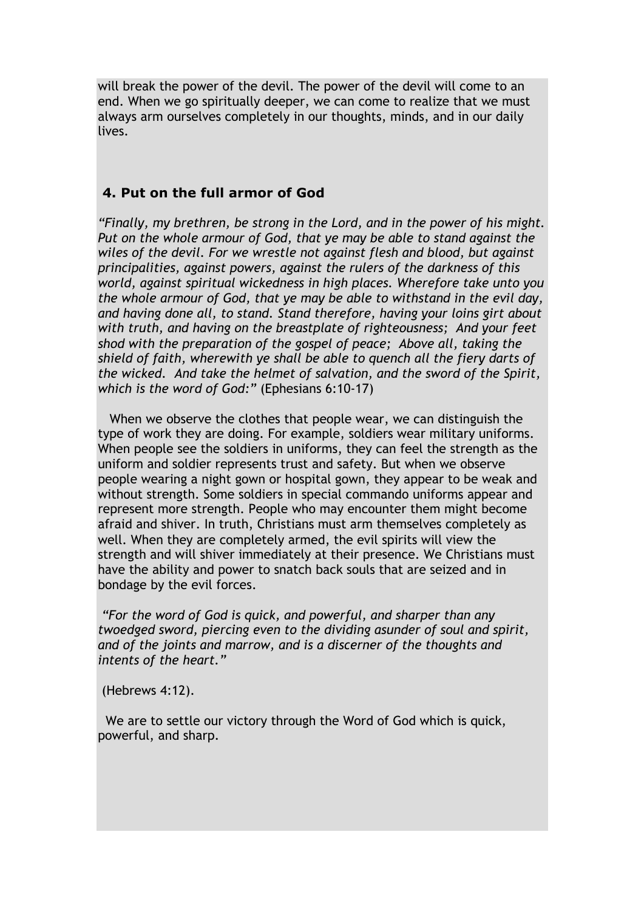will break the power of the devil. The power of the devil will come to an end. When we go spiritually deeper, we can come to realize that we must always arm ourselves completely in our thoughts, minds, and in our daily lives.

## 4. Put on the full armor of God

*"Finally, my brethren, be strong in the Lord, and in the power of his might. Put on the whole armour of God, that ye may be able to stand against the wiles of the devil. For we wrestle not against flesh and blood, but against principalities, against powers, against the rulers of the darkness of this world, against spiritual wickedness in high places. Wherefore take unto you the whole armour of God, that ye may be able to withstand in the evil day, and having done all, to stand. Stand therefore, having your loins girt about with truth, and having on the breastplate of righteousness; And your feet shod with the preparation of the gospel of peace; Above all, taking the shield of faith, wherewith ye shall be able to quench all the fiery darts of the wicked. And take the helmet of salvation, and the sword of the Spirit, which is the word of God:"* (Ephesians 6:10-17)

When we observe the clothes that people wear, we can distinguish the type of work they are doing. For example, soldiers wear military uniforms. When people see the soldiers in uniforms, they can feel the strength as the uniform and soldier represents trust and safety. But when we observe people wearing a night gown or hospital gown, they appear to be weak and without strength. Some soldiers in special commando uniforms appear and represent more strength. People who may encounter them might become afraid and shiver. In truth, Christians must arm themselves completely as well. When they are completely armed, the evil spirits will view the strength and will shiver immediately at their presence. We Christians must have the ability and power to snatch back souls that are seized and in bondage by the evil forces.

*"For the word of God is quick, and powerful, and sharper than any twoedged sword, piercing even to the dividing asunder of soul and spirit, and of the joints and marrow, and is a discerner of the thoughts and intents of the heart."*

(Hebrews 4:12).

We are to settle our victory through the Word of God which is quick, powerful, and sharp.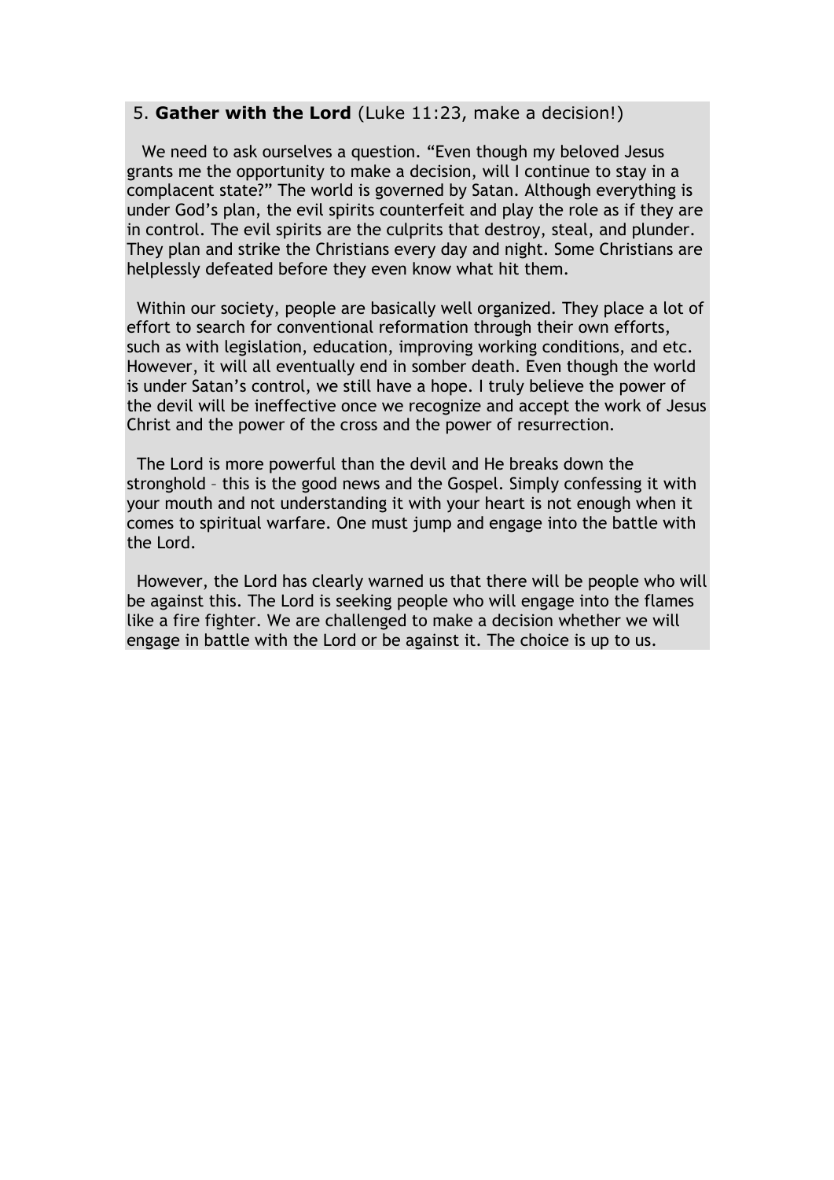5. **Gather with the Lord** (Luke 11:23, make a decision!)

We need to ask ourselves a question. “Even though my beloved Jesus grants me the opportunity to make a decision, will I continue to stay in a complacent state?” The world is governed by Satan. Although everything is under God’s plan, the evil spirits counterfeit and play the role as if they are in control. The evil spirits are the culprits that destroy, steal, and plunder. They plan and strike the Christians every day and night. Some Christians are helplessly defeated before they even know what hit them.

Within our society, people are basically well organized. They place a lot of effort to search for conventional reformation through their own efforts, such as with legislation, education, improving working conditions, and etc. However, it will all eventually end in somber death. Even though the world is under Satan’s control, we still have a hope. I truly believe the power of the devil will be ineffective once we recognize and accept the work of Jesus Christ and the power of the cross and the power of resurrection.

The Lord is more powerful than the devil and He breaks down the stronghold – this is the good news and the Gospel. Simply confessing it with your mouth and not understanding it with your heart is not enough when it comes to spiritual warfare. One must jump and engage into the battle with the Lord.

However, the Lord has clearly warned us that there will be people who will be against this. The Lord is seeking people who will engage into the flames like a fire fighter. We are challenged to make a decision whether we will engage in battle with the Lord or be against it. The choice is up to us.